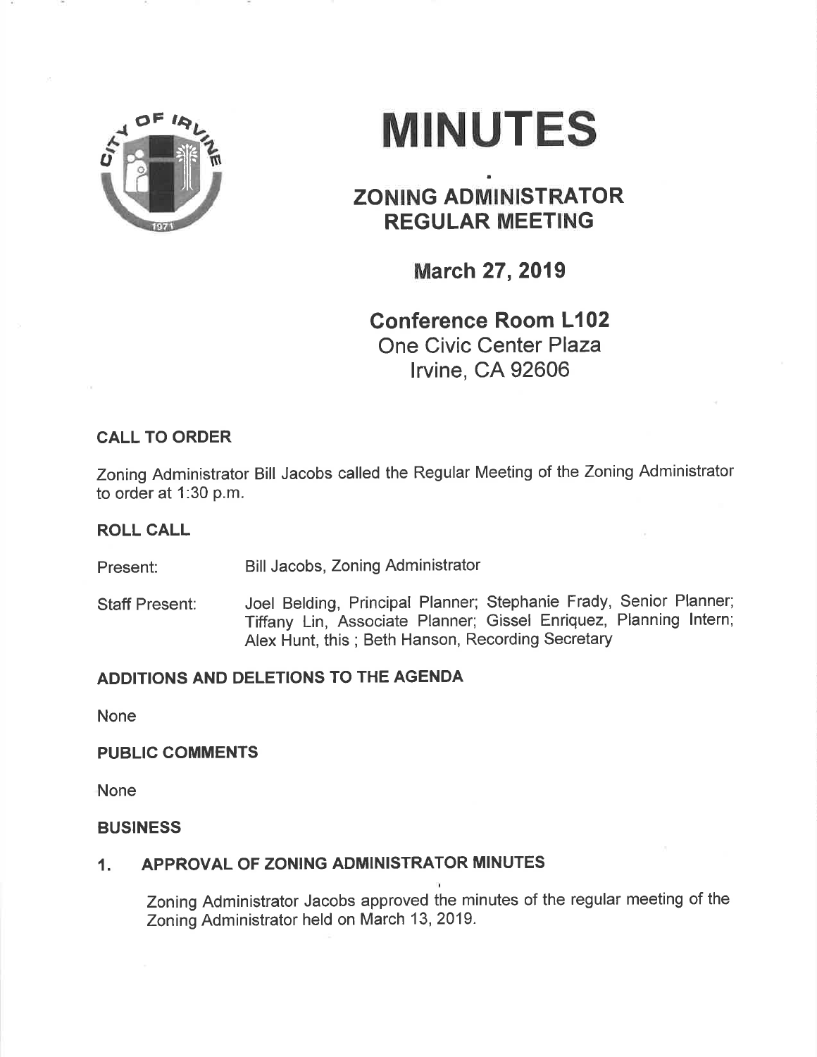# MINUTES

## ZONING ADMINISTRATOR REGULAR MEETING

### March 27, 2019

### Conference Room L102

One Civic Center Plaza
Irvine, CA 92606

**CALL TO ORDER**

Zoning Administrator Bill Jacobs called the Regular Meeting of the Zoning Administrator to order at 1:30 p.m.

**ROLL CALL**

Present: Bill Jacobs, Zoning Administrator

Staff Present: Joel Belding, Principal Planner; Stephanie Frady, Senior Planner; Tiffany Lin, Associate Planner; Gissel Enriquez, Planning Intern; Alex Hunt, this ; Beth Hanson, Recording Secretary

**ADDITIONS AND DELETIONS TO THE AGENDA**

None

**PUBLIC COMMENTS**

None

**BUSINESS**

**1. APPROVAL OF ZONING ADMINISTRATOR MINUTES**

Zoning Administrator Jacobs approved the minutes of the regular meeting of the Zoning Administrator held on March 13, 2019.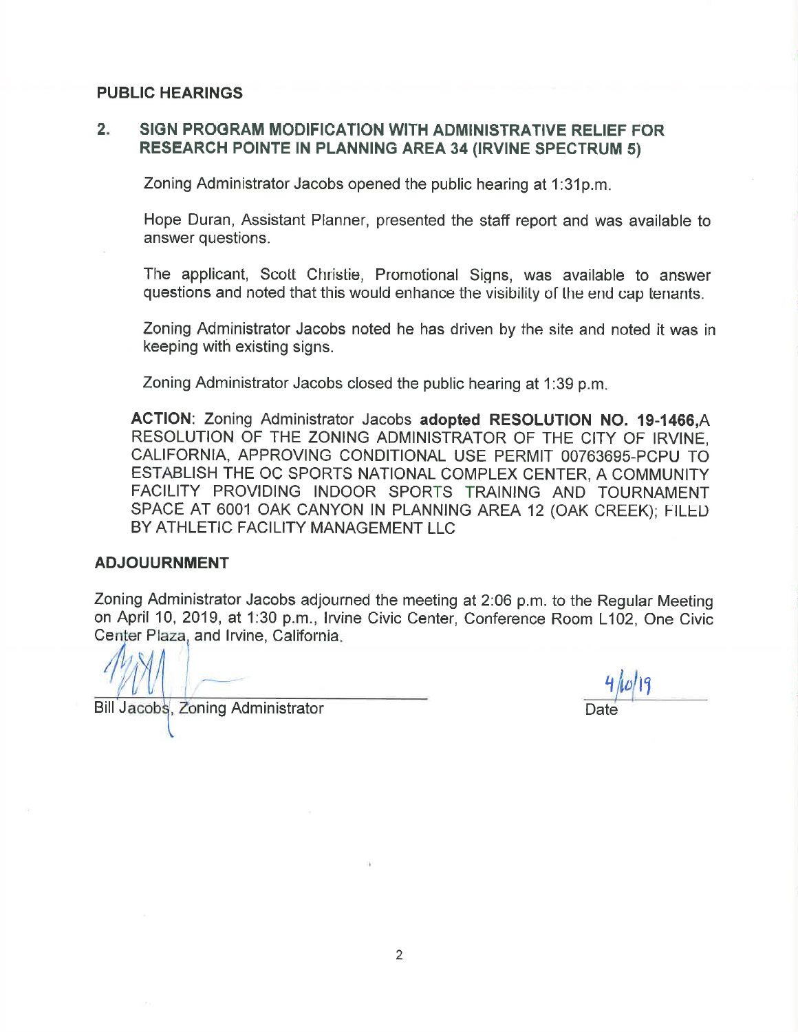## PUBLIC HEARINGS

### 2. SIGN PROGRAM MODIFICATION WITH ADMINISTRATIVE RELIEF FOR RESEARCH POINTE IN PLANNING AREA 34 (IRVINE SPECTRUM 5)

Zoning Administrator Jacobs opened the public hearing at 1:31p.m.

Hope Duran, Assistant Planner, presented the staff report and was available to answer questions.

The applicant, Scott Christie, Promotional Signs, was available to answer questions and noted that this would enhance the visibility of the end cap tenants.

Zoning Administrator Jacobs noted he has driven by the site and noted it was in keeping with existing signs.

Zoning Administrator Jacobs closed the public hearing at 1:39 p.m.

**ACTION**: Zoning Administrator Jacobs **adopted RESOLUTION NO. 19-1466,**A RESOLUTION OF THE ZONING ADMINISTRATOR OF THE CITY OF IRVINE, CALIFORNIA, APPROVING CONDITIONAL USE PERMIT 00763695-PCPU TO ESTABLISH THE OC SPORTS NATIONAL COMPLEX CENTER, A COMMUNITY FACILITY PROVIDING INDOOR SPORTS TRAINING AND TOURNAMENT SPACE AT 6001 OAK CANYON IN PLANNING AREA 12 (OAK CREEK); FILED BY ATHLETIC FACILITY MANAGEMENT LLC

## ADJOUURNMENT

Zoning Administrator Jacobs adjourned the meeting at 2:06 p.m. to the Regular Meeting on April 10, 2019, at 1:30 p.m., Irvine Civic Center, Conference Room L102, One Civic Center Plaza, and Irvine, California.

Bill Jacobs, Zoning Administrator

4/10/19
Date